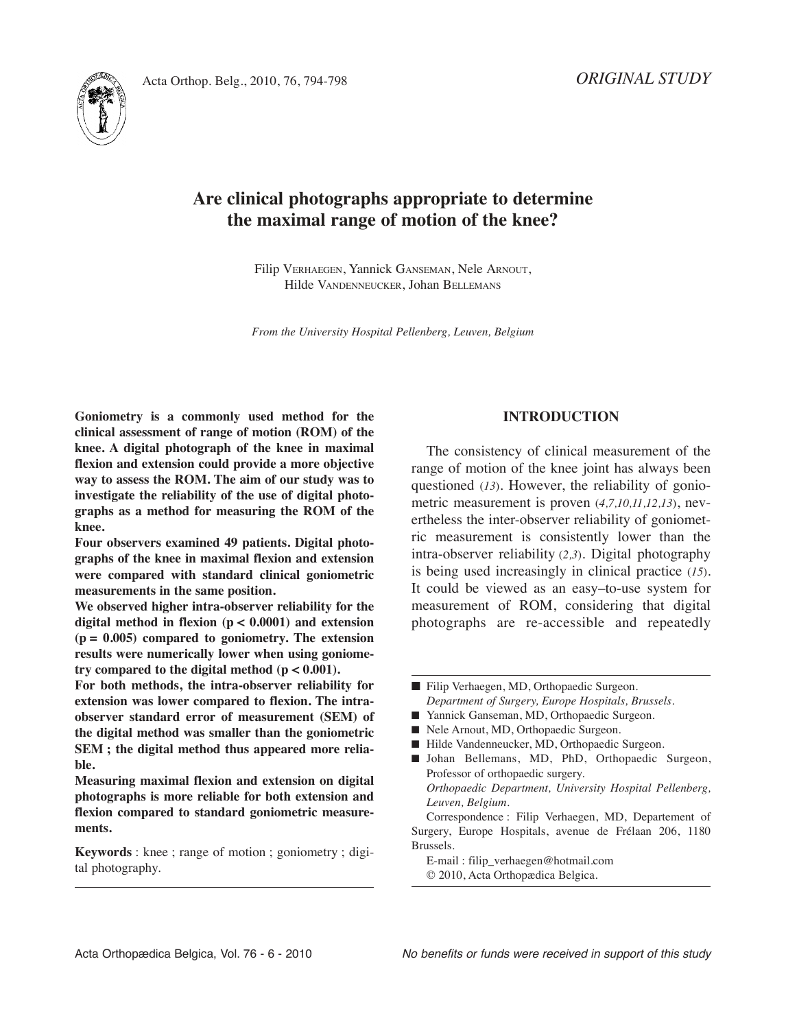*ORIGINAL STUDY*

# Are clinical photographs appropriate to determine the maximal range of motion of the knee?

Filip Verhaegen, Yannick Ganseman, Nele Arnout, Hilde Vandenneucker, Johan Bellemans

*From the University Hospital Pellenberg, Leuven, Belgium*

**Goniometry is a commonly used method for the clinical assessment of range of motion (ROM) of the knee. A digital photograph of the knee in maximal flexion and extension could provide a more objective way to assess the ROM. The aim of our study was to investigate the reliability of the use of digital photographs as a method for measuring the ROM of the knee.**

**Four observers examined 49 patients. Digital photographs of the knee in maximal flexion and extension were compared with standard clinical goniometric measurements in the same position.**

**We observed higher intra-observer reliability for the digital method in flexion ($p < 0.0001$) and extension ($p = 0.005$) compared to goniometry. The extension results were numerically lower when using goniometry compared to the digital method ($p < 0.001$).**

**For both methods, the intra-observer reliability for extension was lower compared to flexion. The intra-observer standard error of measurement (SEM) of the digital method was smaller than the goniometric SEM ; the digital method thus appeared more reliable.**

**Measuring maximal flexion and extension on digital photographs is more reliable for both extension and flexion compared to standard goniometric measurements.**

**Keywords** : knee ; range of motion ; goniometry ; digital photography.

## INTRODUCTION

The consistency of clinical measurement of the range of motion of the knee joint has always been questioned (*13*). However, the reliability of goniometric measurement is proven (*4,7,10,11,12,13*), nevertheless the inter-observer reliability of goniometric measurement is consistently lower than the intra-observer reliability (*2,3*). Digital photography is being used increasingly in clinical practice (*15*). It could be viewed as an easy–to-use system for measurement of ROM, considering that digital photographs are re-accessible and repeatedly

---

- Filip Verhaegen, MD, Orthopaedic Surgeon.
  *Department of Surgery, Europe Hospitals, Brussels.*
- Yannick Ganseman, MD, Orthopaedic Surgeon.
- Nele Arnout, MD, Orthopaedic Surgeon.
- Hilde Vandenneucker, MD, Orthopaedic Surgeon.
- Johan Bellemans, MD, PhD, Orthopaedic Surgeon, Professor of orthopaedic surgery.
  *Orthopaedic Department, University Hospital Pellenberg, Leuven, Belgium.*

Correspondence : Filip Verhaegen, MD, Departement of Surgery, Europe Hospitals, avenue de Frélaan 206, 1180 Brussels.

E-mail : filip_verhaegen@hotmail.com

© 2010, Acta Orthopædica Belgica.

*No benefits or funds were received in support of this study*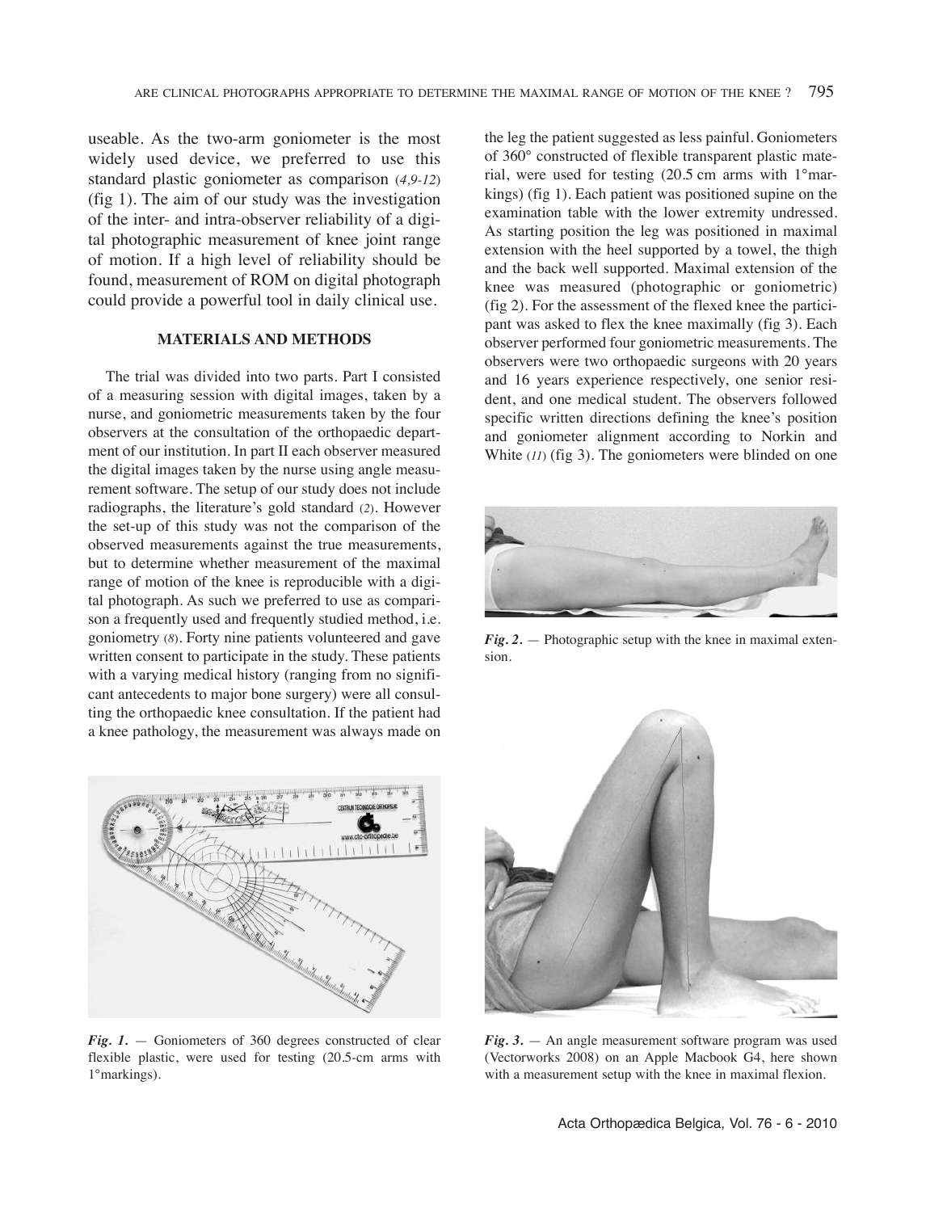useable. As the two-arm goniometer is the most widely used device, we preferred to use this standard plastic goniometer as comparison (4,9-12) (fig 1). The aim of our study was the investigation of the inter- and intra-observer reliability of a digital photographic measurement of knee joint range of motion. If a high level of reliability should be found, measurement of ROM on digital photograph could provide a powerful tool in daily clinical use.

## MATERIALS AND METHODS

The trial was divided into two parts. Part I consisted of a measuring session with digital images, taken by a nurse, and goniometric measurements taken by the four observers at the consultation of the orthopaedic department of our institution. In part II each observer measured the digital images taken by the nurse using angle measurement software. The setup of our study does not include radiographs, the literature's gold standard (2). However the set-up of this study was not the comparison of the observed measurements against the true measurements, but to determine whether measurement of the maximal range of motion of the knee is reproducible with a digital photograph. As such we preferred to use as comparison a frequently used and frequently studied method, i.e. goniometry (8). Forty nine patients volunteered and gave written consent to participate in the study. These patients with a varying medical history (ranging from no significant antecedents to major bone surgery) were all consulting the orthopaedic knee consultation. If the patient had a knee pathology, the measurement was always made on the leg the patient suggested as less painful. Goniometers of 360° constructed of flexible transparent plastic material, were used for testing (20.5 cm arms with 1°markings) (fig 1). Each patient was positioned supine on the examination table with the lower extremity undressed. As starting position the leg was positioned in maximal extension with the heel supported by a towel, the thigh and the back well supported. Maximal extension of the knee was measured (photographic or goniometric) (fig 2). For the assessment of the flexed knee the participant was asked to flex the knee maximally (fig 3). Each observer performed four goniometric measurements. The observers were two orthopaedic surgeons with 20 years and 16 years experience respectively, one senior resident, and one medical student. The observers followed specific written directions defining the knee's position and goniometer alignment according to Norkin and White (11) (fig 3). The goniometers were blinded on one

*Fig. 2.* — Photographic setup with the knee in maximal extension.

*Fig. 1.* — Goniometers of 360 degrees constructed of clear flexible plastic, were used for testing (20.5-cm arms with 1°markings).

*Fig. 3.* — An angle measurement software program was used (Vectorworks 2008) on an Apple Macbook G4, here shown with a measurement setup with the knee in maximal flexion.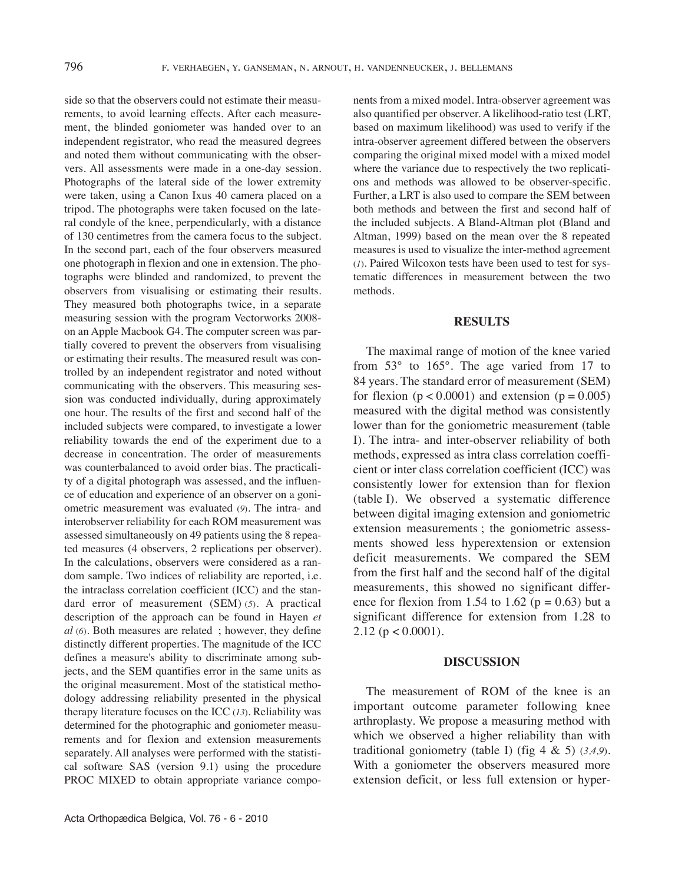side so that the observers could not estimate their measurements, to avoid learning effects. After each measurement, the blinded goniometer was handed over to an independent registrator, who read the measured degrees and noted them without communicating with the observers. All assessments were made in a one-day session. Photographs of the lateral side of the lower extremity were taken, using a Canon Ixus 40 camera placed on a tripod. The photographs were taken focused on the lateral condyle of the knee, perpendicularly, with a distance of 130 centimetres from the camera focus to the subject. In the second part, each of the four observers measured one photograph in flexion and one in extension. The photographs were blinded and randomized, to prevent the observers from visualising or estimating their results. They measured both photographs twice, in a separate measuring session with the program Vectorworks 2008-on an Apple Macbook G4. The computer screen was partially covered to prevent the observers from visualising or estimating their results. The measured result was controlled by an independent registrator and noted without communicating with the observers. This measuring session was conducted individually, during approximately one hour. The results of the first and second half of the included subjects were compared, to investigate a lower reliability towards the end of the experiment due to a decrease in concentration. The order of measurements was counterbalanced to avoid order bias. The practicality of a digital photograph was assessed, and the influence of education and experience of an observer on a goniometric measurement was evaluated (9). The intra- and interobserver reliability for each ROM measurement was assessed simultaneously on 49 patients using the 8 repeated measures (4 observers, 2 replications per observer). In the calculations, observers were considered as a random sample. Two indices of reliability are reported, i.e. the intraclass correlation coefficient (ICC) and the standard error of measurement (SEM) (5). A practical description of the approach can be found in Hayen *et al* (6). Both measures are related ; however, they define distinctly different properties. The magnitude of the ICC defines a measure's ability to discriminate among subjects, and the SEM quantifies error in the same units as the original measurement. Most of the statistical methodology addressing reliability presented in the physical therapy literature focuses on the ICC (13). Reliability was determined for the photographic and goniometer measurements and for flexion and extension measurements separately. All analyses were performed with the statistical software SAS (version 9.1) using the procedure PROC MIXED to obtain appropriate variance components from a mixed model. Intra-observer agreement was also quantified per observer. A likelihood-ratio test (LRT, based on maximum likelihood) was used to verify if the intra-observer agreement differed between the observers comparing the original mixed model with a mixed model where the variance due to respectively the two replications and methods was allowed to be observer-specific. Further, a LRT is also used to compare the SEM between both methods and between the first and second half of the included subjects. A Bland-Altman plot (Bland and Altman, 1999) based on the mean over the 8 repeated measures is used to visualize the inter-method agreement (1). Paired Wilcoxon tests have been used to test for systematic differences in measurement between the two methods.

## RESULTS

The maximal range of motion of the knee varied from 53° to 165°. The age varied from 17 to 84 years. The standard error of measurement (SEM) for flexion ($p < 0.0001$) and extension ($p = 0.005$) measured with the digital method was consistently lower than for the goniometric measurement (table I). The intra- and inter-observer reliability of both methods, expressed as intra class correlation coefficient or inter class correlation coefficient (ICC) was consistently lower for extension than for flexion (table I). We observed a systematic difference between digital imaging extension and goniometric extension measurements ; the goniometric assessments showed less hyperextension or extension deficit measurements. We compared the SEM from the first half and the second half of the digital measurements, this showed no significant difference for flexion from 1.54 to 1.62 ($p = 0.63$) but a significant difference for extension from 1.28 to 2.12 ($p < 0.0001$).

## DISCUSSION

The measurement of ROM of the knee is an important outcome parameter following knee arthroplasty. We propose a measuring method with which we observed a higher reliability than with traditional goniometry (table I) (fig 4 & 5) (3,4,9). With a goniometer the observers measured more extension deficit, or less full extension or hyper-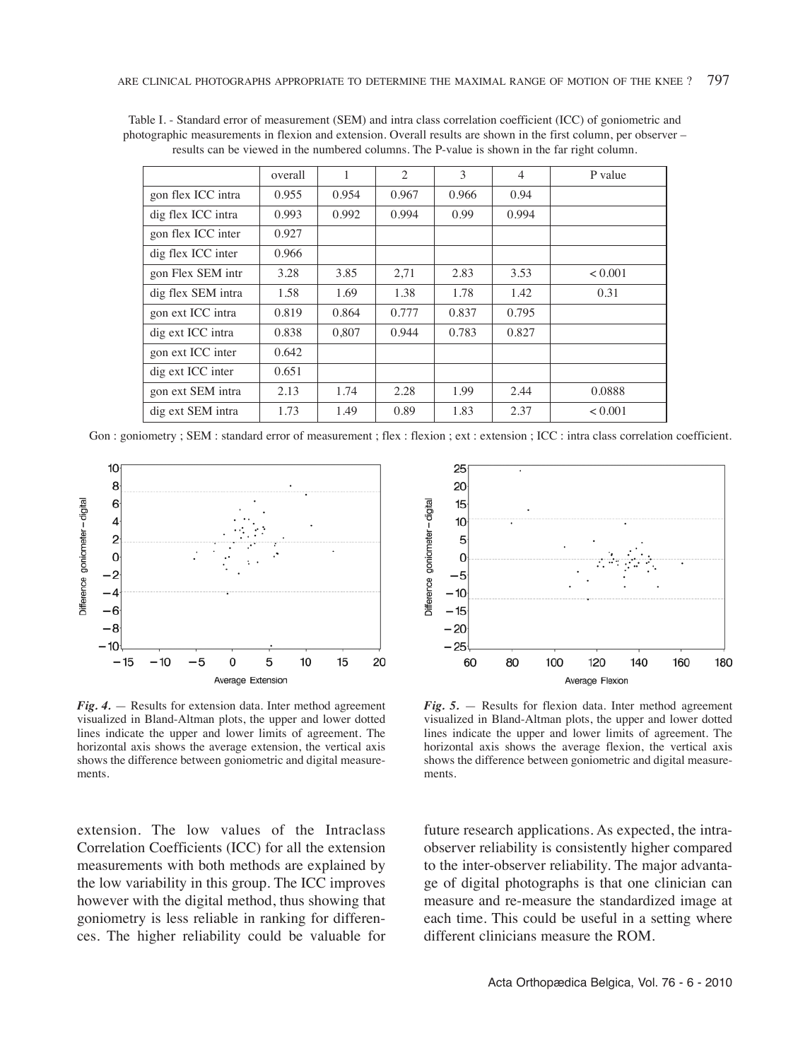Table I. - Standard error of measurement (SEM) and intra class correlation coefficient (ICC) of goniometric and photographic measurements in flexion and extension. Overall results are shown in the first column, per observer – results can be viewed in the numbered columns. The P-value is shown in the far right column.

| | overall | 1 | 2 | 3 | 4 | P value |
|---|---|---|---|---|---|---|
| gon flex ICC intra | 0.955 | 0.954 | 0.967 | 0.966 | 0.94 | |
| dig flex ICC intra | 0.993 | 0.992 | 0.994 | 0.99 | 0.994 | |
| gon flex ICC inter | 0.927 | | | | | |
| dig flex ICC inter | 0.966 | | | | | |
| gon Flex SEM intr | 3.28 | 3.85 | 2,71 | 2.83 | 3.53 | < 0.001 |
| dig flex SEM intra | 1.58 | 1.69 | 1.38 | 1.78 | 1.42 | 0.31 |
| gon ext ICC intra | 0.819 | 0.864 | 0.777 | 0.837 | 0.795 | |
| dig ext ICC intra | 0.838 | 0,807 | 0.944 | 0.783 | 0.827 | |
| gon ext ICC inter | 0.642 | | | | | |
| dig ext ICC inter | 0.651 | | | | | |
| gon ext SEM intra | 2.13 | 1.74 | 2.28 | 1.99 | 2.44 | 0.0888 |
| dig ext SEM intra | 1.73 | 1.49 | 0.89 | 1.83 | 2.37 | < 0.001 |

Gon : goniometry ; SEM : standard error of measurement ; flex : flexion ; ext : extension ; ICC : intra class correlation coefficient.

*Fig. 4.* — Results for extension data. Inter method agreement visualized in Bland-Altman plots, the upper and lower dotted lines indicate the upper and lower limits of agreement. The horizontal axis shows the average extension, the vertical axis shows the difference between goniometric and digital measurements.

*Fig. 5.* — Results for flexion data. Inter method agreement visualized in Bland-Altman plots, the upper and lower dotted lines indicate the upper and lower limits of agreement. The horizontal axis shows the average flexion, the vertical axis shows the difference between goniometric and digital measurements.

extension. The low values of the Intraclass Correlation Coefficients (ICC) for all the extension measurements with both methods are explained by the low variability in this group. The ICC improves however with the digital method, thus showing that goniometry is less reliable in ranking for differences. The higher reliability could be valuable for future research applications. As expected, the intra-observer reliability is consistently higher compared to the inter-observer reliability. The major advantage of digital photographs is that one clinician can measure and re-measure the standardized image at each time. This could be useful in a setting where different clinicians measure the ROM.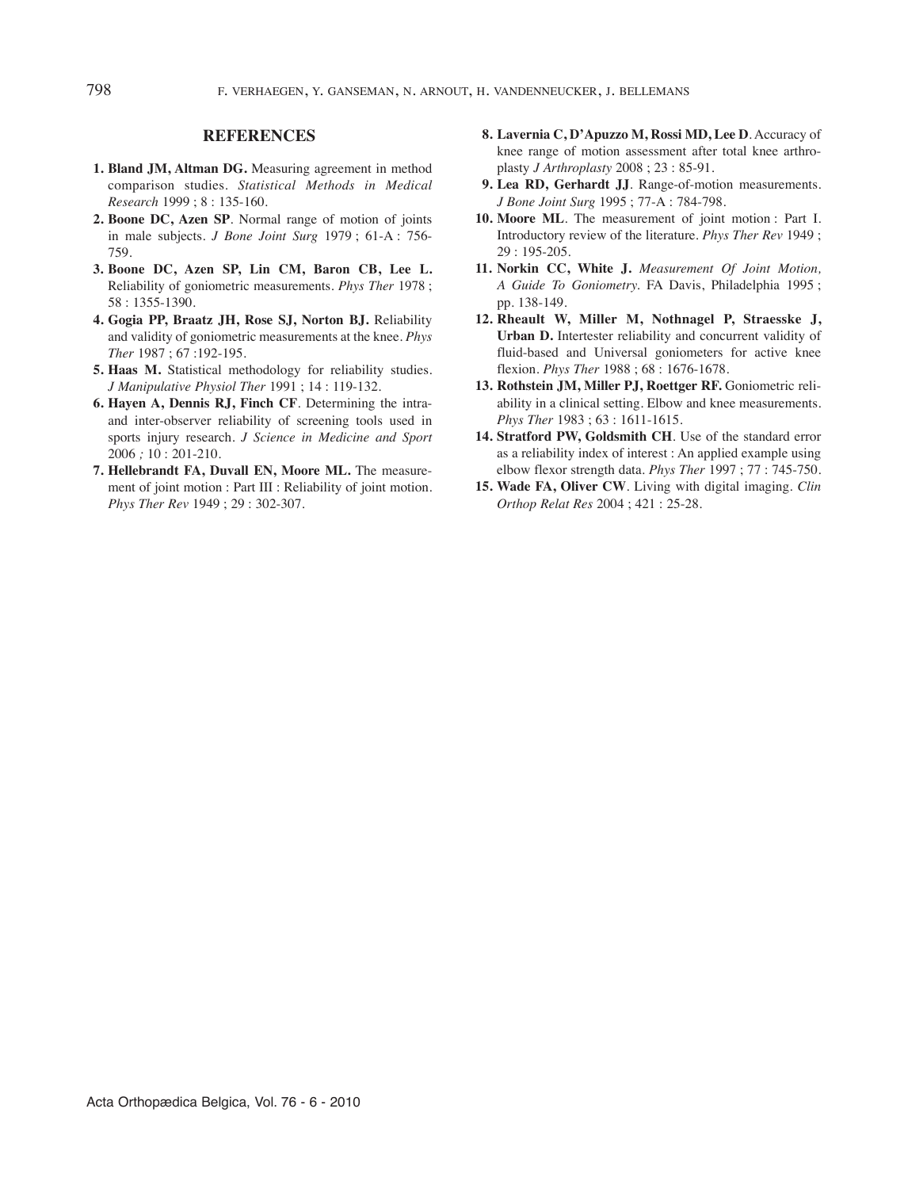## REFERENCES

1. **Bland JM, Altman DG.** Measuring agreement in method comparison studies. *Statistical Methods in Medical Research* 1999 ; 8 : 135-160.
2. **Boone DC, Azen SP**. Normal range of motion of joints in male subjects. *J Bone Joint Surg* 1979 ; 61-A : 756-759.
3. **Boone DC, Azen SP, Lin CM, Baron CB, Lee L.** Reliability of goniometric measurements. *Phys Ther* 1978 ; 58 : 1355-1390.
4. **Gogia PP, Braatz JH, Rose SJ, Norton BJ.** Reliability and validity of goniometric measurements at the knee. *Phys Ther* 1987 ; 67 :192-195.
5. **Haas M.** Statistical methodology for reliability studies. *J Manipulative Physiol Ther* 1991 ; 14 : 119-132.
6. **Hayen A, Dennis RJ, Finch CF**. Determining the intra- and inter-observer reliability of screening tools used in sports injury research. *J Science in Medicine and Sport* 2006 *;* 10 : 201-210.
7. **Hellebrandt FA, Duvall EN, Moore ML.** The measurement of joint motion : Part III : Reliability of joint motion. *Phys Ther Rev* 1949 ; 29 : 302-307.
8. **Lavernia C, D'Apuzzo M, Rossi MD, Lee D**. Accuracy of knee range of motion assessment after total knee arthroplasty *J Arthroplasty* 2008 ; 23 : 85-91.
9. **Lea RD, Gerhardt JJ**. Range-of-motion measurements. *J Bone Joint Surg* 1995 ; 77-A : 784-798.
10. **Moore ML**. The measurement of joint motion : Part I. Introductory review of the literature. *Phys Ther Rev* 1949 ; 29 : 195-205.
11. **Norkin CC, White J.** *Measurement Of Joint Motion, A Guide To Goniometry.* FA Davis, Philadelphia 1995 ; pp. 138-149.
12. **Rheault W, Miller M, Nothnagel P, Straesske J, Urban D.** Intertester reliability and concurrent validity of fluid-based and Universal goniometers for active knee flexion. *Phys Ther* 1988 ; 68 : 1676-1678.
13. **Rothstein JM, Miller PJ, Roettger RF.** Goniometric reliability in a clinical setting. Elbow and knee measurements. *Phys Ther* 1983 ; 63 : 1611-1615.
14. **Stratford PW, Goldsmith CH**. Use of the standard error as a reliability index of interest : An applied example using elbow flexor strength data. *Phys Ther* 1997 ; 77 : 745-750.
15. **Wade FA, Oliver CW**. Living with digital imaging. *Clin Orthop Relat Res* 2004 ; 421 : 25-28.